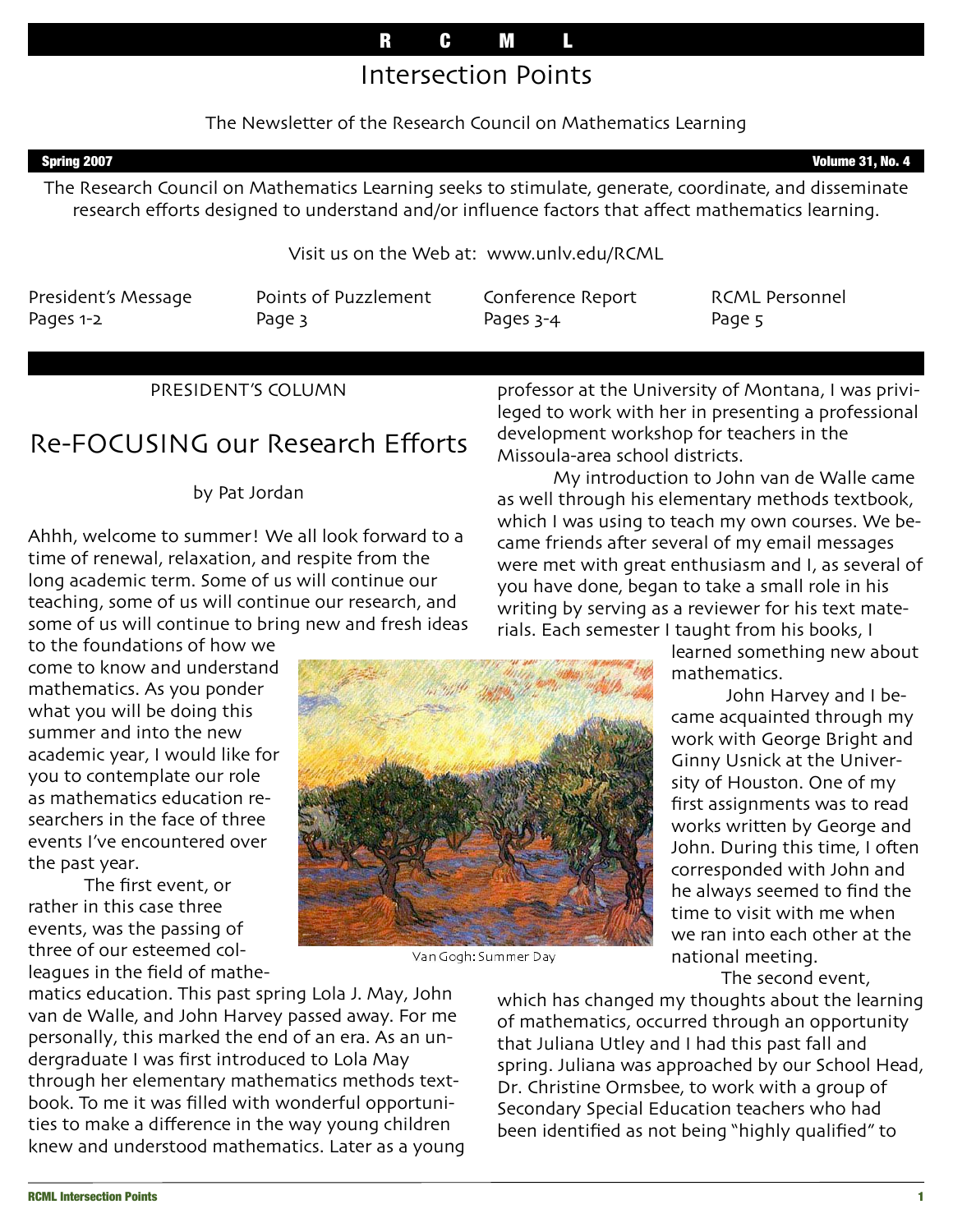# R C M L

# Intersection Points

The Newsletter of the Research Council on Mathematics Learning

**Spring 2007** **Volume 31, No. 4**

The Research Council on Mathematics Learning seeks to stimulate, generate, coordinate, and disseminate research efforts designed to understand and/or influence factors that affect mathematics learning.

Visit us on the Web at: www.unlv.edu/RCML

| President's Message | Points of Puzzlement | Conference Report | RCML Personnel |
| --- | --- | --- | --- |
| Pages 1-2 | Page 3 | Pages 3-4 | Page 5 |

PRESIDENT'S COLUMN

## Re-FOCUSING our Research Efforts

by Pat Jordan

Ahhh, welcome to summer! We all look forward to a time of renewal, relaxation, and respite from the long academic term. Some of us will continue our teaching, some of us will continue our research, and some of us will continue to bring new and fresh ideas to the foundations of how we come to know and understand mathematics. As you ponder what you will be doing this summer and into the new academic year, I would like for you to contemplate our role as mathematics education researchers in the face of three events I've encountered over the past year.

The first event, or rather in this case three events, was the passing of three of our esteemed colleagues in the field of mathematics education. This past spring Lola J. May, John van de Walle, and John Harvey passed away. For me personally, this marked the end of an era. As an undergraduate I was first introduced to Lola May through her elementary mathematics methods textbook. To me it was filled with wonderful opportunities to make a difference in the way young children knew and understood mathematics. Later as a young professor at the University of Montana, I was privileged to work with her in presenting a professional development workshop for teachers in the Missoula-area school districts.

Van Gogh: Summer Day

My introduction to John van de Walle came as well through his elementary methods textbook, which I was using to teach my own courses. We became friends after several of my email messages were met with great enthusiasm and I, as several of you have done, began to take a small role in his writing by serving as a reviewer for his text materials. Each semester I taught from his books, I learned something new about mathematics.

John Harvey and I became acquainted through my work with George Bright and Ginny Usnick at the University of Houston. One of my first assignments was to read works written by George and John. During this time, I often corresponded with John and he always seemed to find the time to visit with me when we ran into each other at the national meeting.

The second event, which has changed my thoughts about the learning of mathematics, occurred through an opportunity that Juliana Utley and I had this past fall and spring. Juliana was approached by our School Head, Dr. Christine Ormsbee, to work with a group of Secondary Special Education teachers who had been identified as not being "highly qualified" to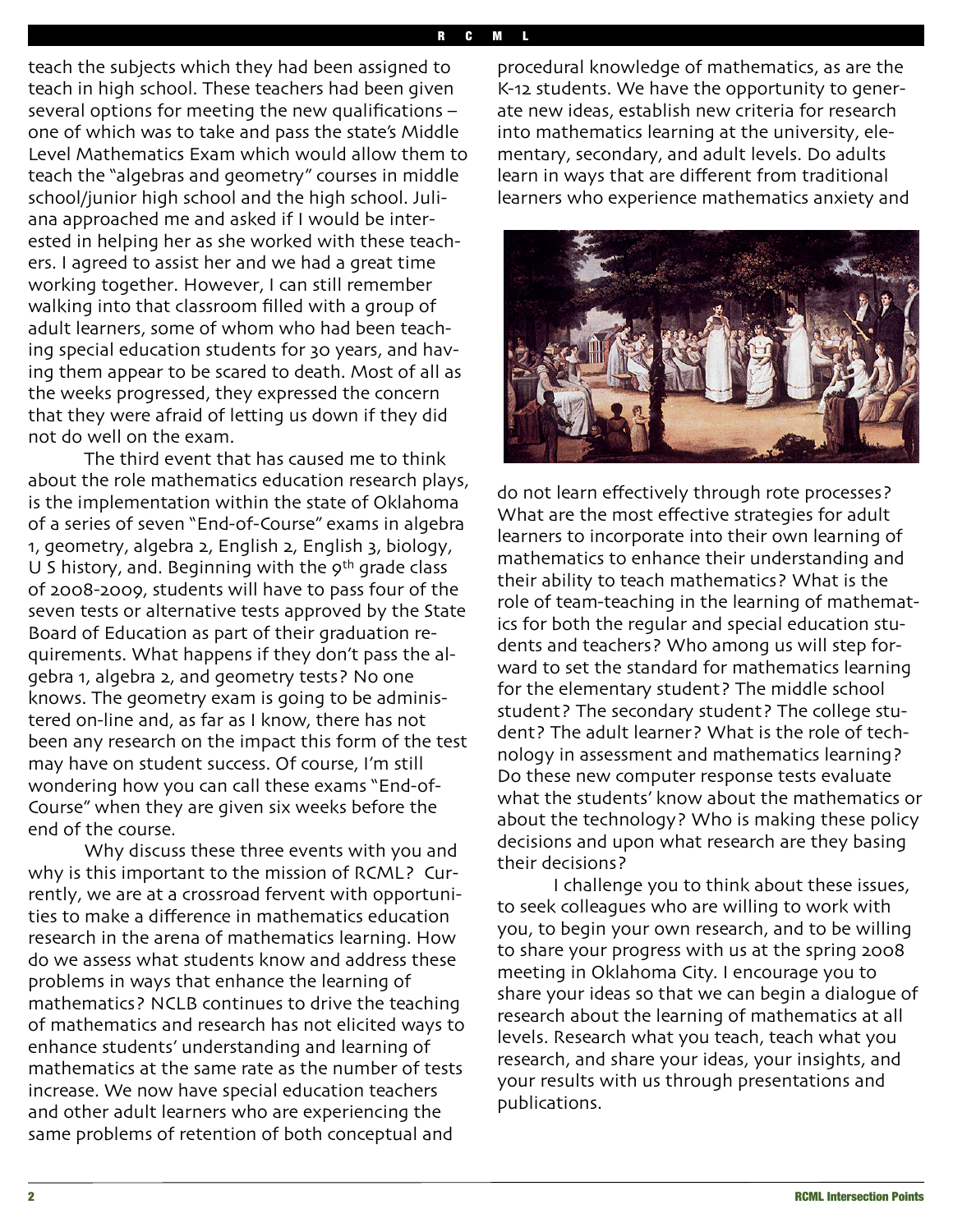teach the subjects which they had been assigned to teach in high school. These teachers had been given several options for meeting the new qualifications – one of which was to take and pass the state's Middle Level Mathematics Exam which would allow them to teach the "algebras and geometry" courses in middle school/junior high school and the high school. Juliana approached me and asked if I would be interested in helping her as she worked with these teachers. I agreed to assist her and we had a great time working together. However, I can still remember walking into that classroom filled with a group of adult learners, some of whom who had been teaching special education students for 30 years, and having them appear to be scared to death. Most of all as the weeks progressed, they expressed the concern that they were afraid of letting us down if they did not do well on the exam.

The third event that has caused me to think about the role mathematics education research plays, is the implementation within the state of Oklahoma of a series of seven "End-of-Course" exams in algebra 1, geometry, algebra 2, English 2, English 3, biology, U S history, and. Beginning with the 9th grade class of 2008-2009, students will have to pass four of the seven tests or alternative tests approved by the State Board of Education as part of their graduation requirements. What happens if they don't pass the algebra 1, algebra 2, and geometry tests? No one knows. The geometry exam is going to be administered on-line and, as far as I know, there has not been any research on the impact this form of the test may have on student success. Of course, I'm still wondering how you can call these exams "End-of-Course" when they are given six weeks before the end of the course.

Why discuss these three events with you and why is this important to the mission of RCML? Currently, we are at a crossroad fervent with opportunities to make a difference in mathematics education research in the arena of mathematics learning. How do we assess what students know and address these problems in ways that enhance the learning of mathematics? NCLB continues to drive the teaching of mathematics and research has not elicited ways to enhance students' understanding and learning of mathematics at the same rate as the number of tests increase. We now have special education teachers and other adult learners who are experiencing the same problems of retention of both conceptual and procedural knowledge of mathematics, as are the K-12 students. We have the opportunity to generate new ideas, establish new criteria for research into mathematics learning at the university, elementary, secondary, and adult levels. Do adults learn in ways that are different from traditional learners who experience mathematics anxiety and do not learn effectively through rote processes? What are the most effective strategies for adult learners to incorporate into their own learning of mathematics to enhance their understanding and their ability to teach mathematics? What is the role of team-teaching in the learning of mathematics for both the regular and special education students and teachers? Who among us will step forward to set the standard for mathematics learning for the elementary student? The middle school student? The secondary student? The college student? The adult learner? What is the role of technology in assessment and mathematics learning? Do these new computer response tests evaluate what the students' know about the mathematics or about the technology? Who is making these policy decisions and upon what research are they basing their decisions?

I challenge you to think about these issues, to seek colleagues who are willing to work with you, to begin your own research, and to be willing to share your progress with us at the spring 2008 meeting in Oklahoma City. I encourage you to share your ideas so that we can begin a dialogue of research about the learning of mathematics at all levels. Research what you teach, teach what you research, and share your ideas, your insights, and your results with us through presentations and publications.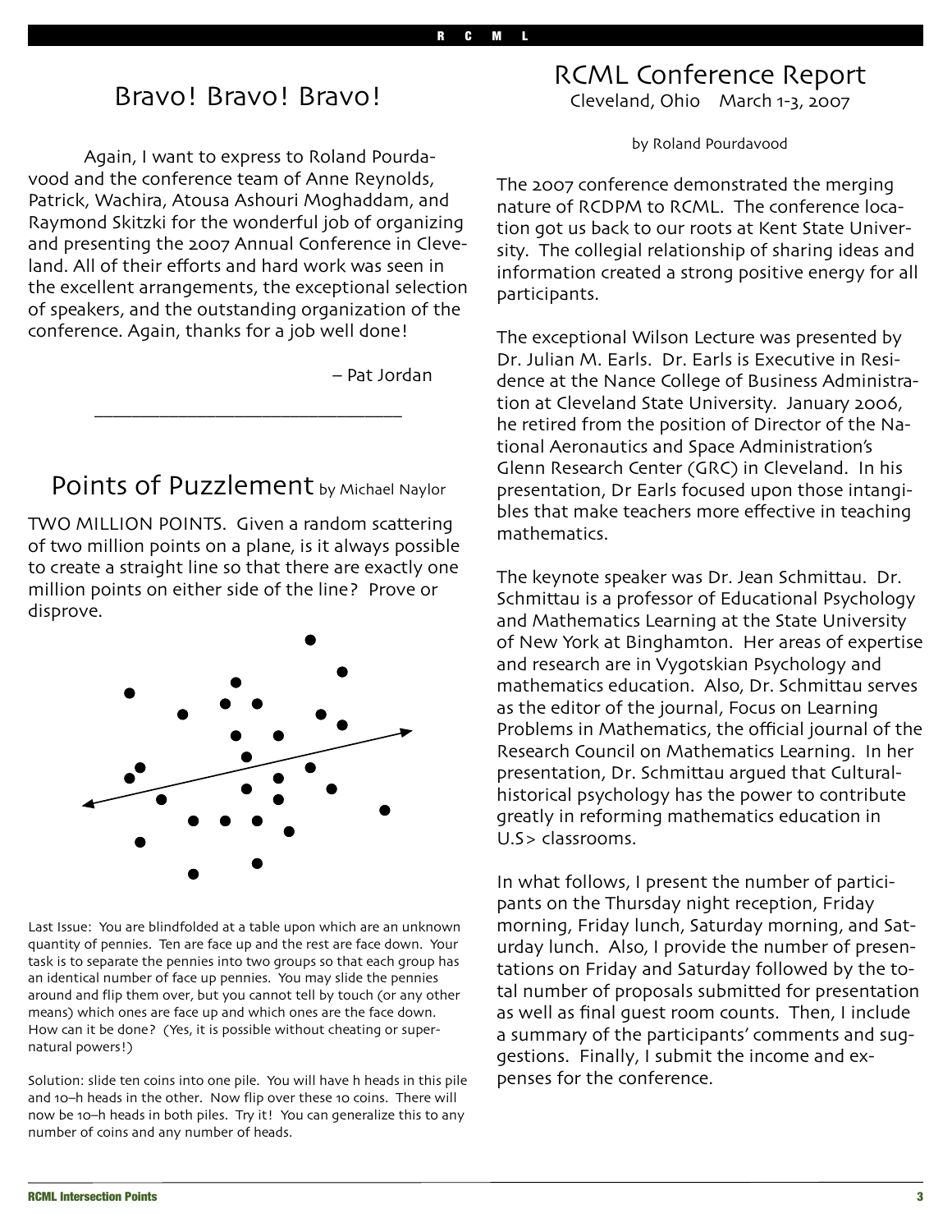## Bravo! Bravo! Bravo!

Again, I want to express to Roland Pourdavood and the conference team of Anne Reynolds, Patrick, Wachira, Atousa Ashouri Moghaddam, and Raymond Skitzki for the wonderful job of organizing and presenting the 2007 Annual Conference in Cleveland. All of their efforts and hard work was seen in the excellent arrangements, the exceptional selection of speakers, and the outstanding organization of the conference. Again, thanks for a job well done!

– Pat Jordan

---

## Points of Puzzlement by Michael Naylor

TWO MILLION POINTS. Given a random scattering of two million points on a plane, is it always possible to create a straight line so that there are exactly one million points on either side of the line? Prove or disprove.

Last Issue: You are blindfolded at a table upon which are an unknown quantity of pennies. Ten are face up and the rest are face down. Your task is to separate the pennies into two groups so that each group has an identical number of face up pennies. You may slide the pennies around and flip them over, but you cannot tell by touch (or any other means) which ones are face up and which ones are the face down. How can it be done? (Yes, it is possible without cheating or supernatural powers!)

Solution: slide ten coins into one pile. You will have h heads in this pile and 10–h heads in the other. Now flip over these 10 coins. There will now be 10–h heads in both piles. Try it! You can generalize this to any number of coins and any number of heads.

## RCML Conference Report

Cleveland, Ohio March 1-3, 2007

by Roland Pourdavood

The 2007 conference demonstrated the merging nature of RCDPM to RCML. The conference location got us back to our roots at Kent State University. The collegial relationship of sharing ideas and information created a strong positive energy for all participants.

The exceptional Wilson Lecture was presented by Dr. Julian M. Earls. Dr. Earls is Executive in Residence at the Nance College of Business Administration at Cleveland State University. January 2006, he retired from the position of Director of the National Aeronautics and Space Administration's Glenn Research Center (GRC) in Cleveland. In his presentation, Dr Earls focused upon those intangibles that make teachers more effective in teaching mathematics.

The keynote speaker was Dr. Jean Schmittau. Dr. Schmittau is a professor of Educational Psychology and Mathematics Learning at the State University of New York at Binghamton. Her areas of expertise and research are in Vygotskian Psychology and mathematics education. Also, Dr. Schmittau serves as the editor of the journal, Focus on Learning Problems in Mathematics, the official journal of the Research Council on Mathematics Learning. In her presentation, Dr. Schmittau argued that Cultural-historical psychology has the power to contribute greatly in reforming mathematics education in U.S> classrooms.

In what follows, I present the number of participants on the Thursday night reception, Friday morning, Friday lunch, Saturday morning, and Saturday lunch. Also, I provide the number of presentations on Friday and Saturday followed by the total number of proposals submitted for presentation as well as final guest room counts. Then, I include a summary of the participants' comments and suggestions. Finally, I submit the income and expenses for the conference.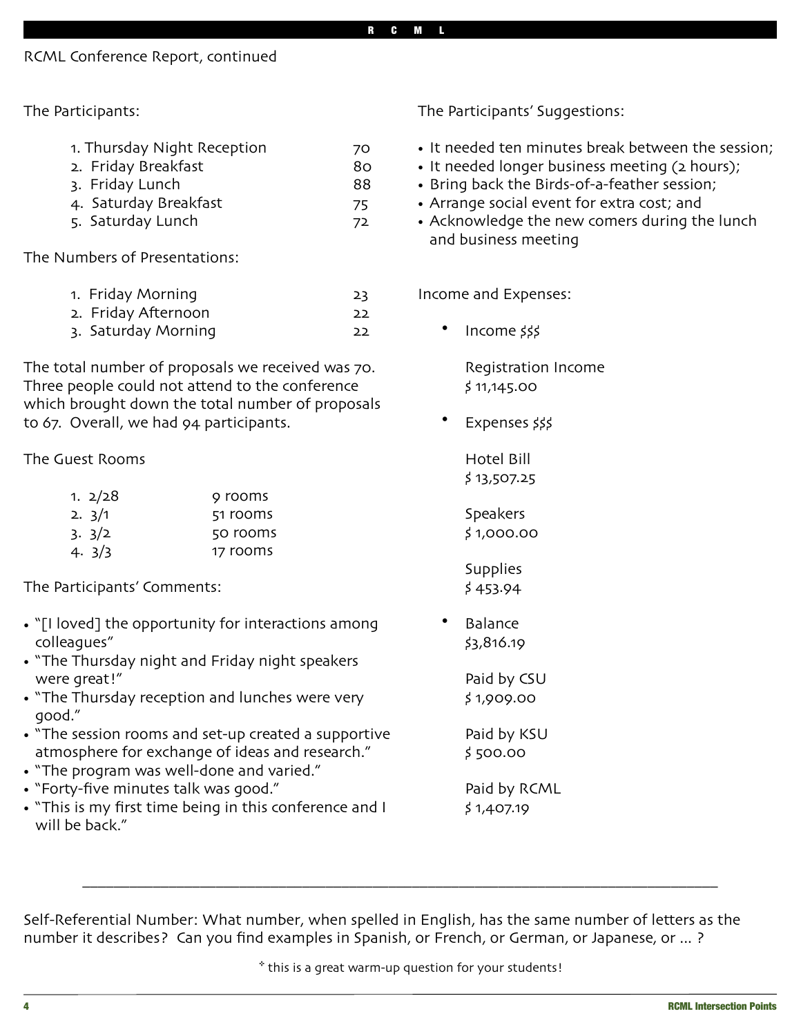RCML Conference Report, continued

The Participants:

| | |
|---|---|
| 1. Thursday Night Reception | 70 |
| 2. Friday Breakfast | 80 |
| 3. Friday Lunch | 88 |
| 4. Saturday Breakfast | 75 |
| 5. Saturday Lunch | 72 |

The Numbers of Presentations:

| | |
|---|---|
| 1. Friday Morning | 23 |
| 2. Friday Afternoon | 22 |
| 3. Saturday Morning | 22 |

The total number of proposals we received was 70. Three people could not attend to the conference which brought down the total number of proposals to 67. Overall, we had 94 participants.

The Guest Rooms

| | |
|---|---|
| 1. 2/28 | 9 rooms |
| 2. 3/1 | 51 rooms |
| 3. 3/2 | 50 rooms |
| 4. 3/3 | 17 rooms |

The Participants' Comments:

- "[I loved] the opportunity for interactions among colleagues"
- "The Thursday night and Friday night speakers were great!"
- "The Thursday reception and lunches were very good."
- "The session rooms and set-up created a supportive atmosphere for exchange of ideas and research."
- "The program was well-done and varied."
- "Forty-five minutes talk was good."
- "This is my first time being in this conference and I will be back."

The Participants' Suggestions:

- It needed ten minutes break between the session;
- It needed longer business meeting (2 hours);
- Bring back the Birds-of-a-feather session;
- Arrange social event for extra cost; and
- Acknowledge the new comers during the lunch and business meeting

Income and Expenses:

- Income $$$

  Registration Income
  $ 11,145.00

- Expenses $$$

  Hotel Bill
  $ 13,507.25

  Speakers
  $ 1,000.00

  Supplies
  $ 453.94

- Balance
  $3,816.19

  Paid by CSU
  $ 1,909.00

  Paid by KSU
  $ 500.00

  Paid by RCML
  $ 1,407.19

---

Self-Referential Number: What number, when spelled in English, has the same number of letters as the number it describes? Can you find examples in Spanish, or French, or German, or Japanese, or ... ?

* this is a great warm-up question for your students!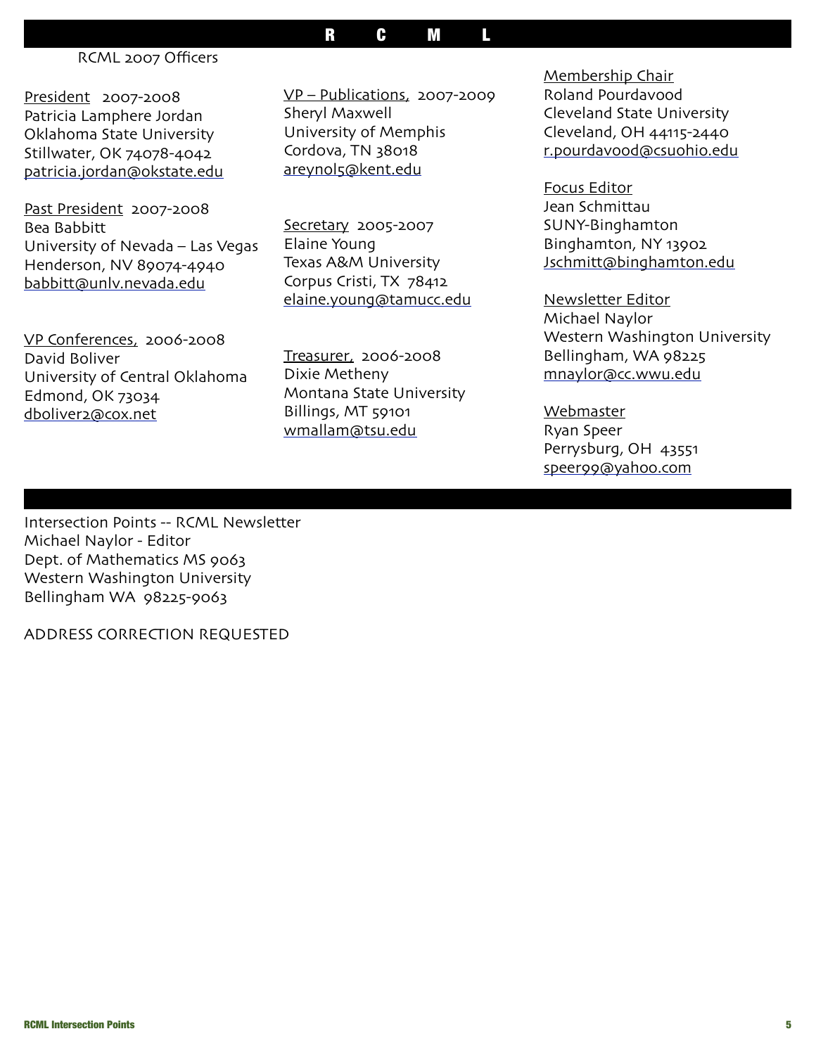## RCML 2007 Officers

President 2007-2008
Patricia Lamphere Jordan
Oklahoma State University
Stillwater, OK 74078-4042
patricia.jordan@okstate.edu

Past President 2007-2008
Bea Babbitt
University of Nevada – Las Vegas
Henderson, NV 89074-4940
babbitt@unlv.nevada.edu

VP Conferences, 2006-2008
David Boliver
University of Central Oklahoma
Edmond, OK 73034
dboliver2@cox.net

VP – Publications, 2007-2009
Sheryl Maxwell
University of Memphis
Cordova, TN 38018
areynol5@kent.edu

Secretary 2005-2007
Elaine Young
Texas A&M University
Corpus Cristi, TX 78412
elaine.young@tamucc.edu

Treasurer, 2006-2008
Dixie Metheny
Montana State University
Billings, MT 59101
wmallam@tsu.edu

Membership Chair
Roland Pourdavood
Cleveland State University
Cleveland, OH 44115-2440
r.pourdavood@csuohio.edu

Focus Editor
Jean Schmittau
SUNY-Binghamton
Binghamton, NY 13902
Jschmitt@binghamton.edu

Newsletter Editor
Michael Naylor
Western Washington University
Bellingham, WA 98225
mnaylor@cc.wwu.edu

Webmaster
Ryan Speer
Perrysburg, OH 43551
speer99@yahoo.com

---

Intersection Points -- RCML Newsletter
Michael Naylor - Editor
Dept. of Mathematics MS 9063
Western Washington University
Bellingham WA 98225-9063

ADDRESS CORRECTION REQUESTED